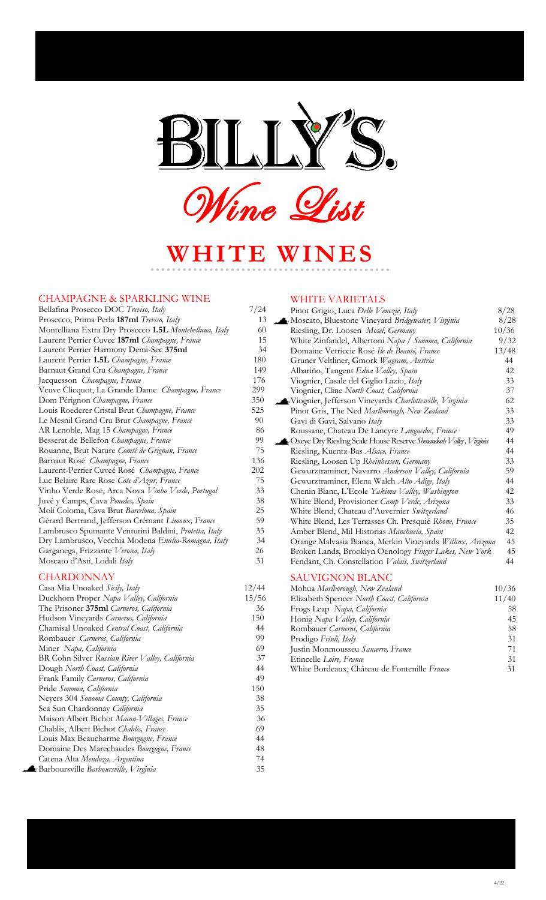# BILLY'S.

## Wine List

# WHITE WINES

### CHAMPAGNE & SPARKLING WINE

| Wine | Price |
|---|---|
| Bellafina Prosecco DOC *Treviso, Italy* | 7/24 |
| Prosecco, Prima Perla **187ml** *Treviso, Italy* | 13 |
| Montelliana Extra Dry Prosecco **1.5L** *Montebelluna, Italy* | 60 |
| Laurent Perrier Cuvee **187ml** *Champagne, France* | 15 |
| Laurent Perrier Harmony Demi-Sec **375ml** | 34 |
| Laurent Perrier **1.5L** *Champagne, France* | 180 |
| Barnaut Grand Cru *Champagne, France* | 149 |
| Jacquesson *Champagne, France* | 176 |
| Veuve Clicquot, La Grande Dame *Champagne, France* | 299 |
| Dom Pérignon *Champagne, France* | 350 |
| Louis Roederer Cristal Brut *Champagne, France* | 525 |
| Le Mesnil Grand Cru Brut *Champagne, France* | 90 |
| AR Lenoble, Mag 15 *Champagne, France* | 86 |
| Besserat de Bellefon *Champagne, France* | 99 |
| Rouanne, Brut Nature *Comté de Grignan, France* | 75 |
| Barnaut Rosé *Champagne, France* | 136 |
| Laurent-Perrier Cuveé Rosé *Champagne, France* | 202 |
| Luc Belaire Rare Rose *Cote d'Azur, France* | 75 |
| Vinho Verde Rosé, Arca Nova *Vinho Verde, Portugal* | 33 |
| Juvé y Camps, Cava *Penedes, Spain* | 38 |
| Molí Coloma, Cava Brut *Barcelona, Spain* | 25 |
| Gérard Bertrand, Jefferson Crémant *Limoux, France* | 59 |
| Lambrusco Spumante Venturini Baldini, *Protetta, Italy* | 33 |
| Dry Lambrusco, Vecchia Modena *Emilia-Romagna, Italy* | 34 |
| Garganega, Frizzante *Verona, Italy* | 26 |
| Moscato d'Asti, Lodali *Italy* | 31 |

### CHARDONNAY

| Wine | Price |
|---|---|
| Casa Mia Unoaked *Sicily, Italy* | 12/44 |
| Duckhorn Proper *Napa Valley, California* | 15/56 |
| The Prisoner **375ml** *Carneros, California* | 36 |
| Hudson Vineyards *Carneros, California* | 150 |
| Chamisal Unoaked *Central Coast, California* | 44 |
| Rombauer *Carneros, California* | 99 |
| Miner *Napa, California* | 69 |
| BR Cohn Silver *Russian River Valley, California* | 37 |
| Dough *North Coast, California* | 44 |
| Frank Family *Carneros, California* | 49 |
| Pride *Sonoma, California* | 150 |
| Neyers 304 *Sonoma County, California* | 38 |
| Sea Sun Chardonnay *California* | 35 |
| Maison Albert Bichot *Macon-Villages, France* | 36 |
| Chablis, Albert Bichot *Chablis, France* | 69 |
| Louis Max Beaucharme *Bourgogne, France* | 44 |
| Domaine Des Marechaudes *Bourgogne, France* | 48 |
| Catena Alta *Mendoza, Argentina* | 74 |
| Barboursville *Barboursville, Virginia* | 35 |

### WHITE VARIETALS

| Wine | Price |
|---|---|
| Pinot Grigio, Luca *Delle Venezie, Italy* | 8/28 |
| Moscato, Bluestone Vineyard *Bridgewater, Virginia* | 8/28 |
| Riesling, Dr. Loosen *Mosel, Germany* | 10/36 |
| White Zinfandel, Albertoni *Napa / Sonoma, California* | 9/32 |
| Domaine Vetriccie Rosé *Ile de Beauté, France* | 13/48 |
| Gruner Veltliner, Gmork *Wagram, Austria* | 44 |
| Albariño, Tangent *Edna Valley, Spain* | 42 |
| Viognier, Casale del Giglio Lazio, *Italy* | 33 |
| Viognier, Cline *North Coast, California* | 37 |
| Viognier, Jefferson Vineyards *Charlottesville, Virginia* | 62 |
| Pinot Gris, The Ned *Marlborough, New Zealand* | 33 |
| Gavi di Gavi, Salvano *Italy* | 33 |
| Roussane, Chateau De Lancyre *Languedoc, France* | 49 |
| Oxeye Dry Riesling Scale House Reserve *Shenandoah Valley, Virginia* | 44 |
| Riesling, Kuentz-Bas *Alsace, France* | 44 |
| Riesling, Loosen Up *Rheinhessen, Germany* | 33 |
| Gewurztraminer, Navarro *Anderson Valley, California* | 59 |
| Gewurztraminer, Elena Walch *Alto Adige, Italy* | 44 |
| Chenin Blanc, L'Ecole *Yakima Valley, Washington* | 42 |
| White Blend, Provisioner *Camp Verde, Arizona* | 33 |
| White Blend, Chateau d'Auvernier *Switzerland* | 46 |
| White Blend, Les Terrasses Ch. Presquié *Rhone, France* | 35 |
| Amber Blend, Mil Historias *Manchuela, Spain* | 42 |
| Orange Malvasia Bianca, Merkin Vineyards *Willcox, Arizona* | 45 |
| Broken Lands, Brooklyn Oenology *Finger Lakes, New York* | 45 |
| Fendant, Ch. Constellation *Valais, Switzerland* | 44 |

### SAUVIGNON BLANC

| Wine | Price |
|---|---|
| Mohua *Marlborough, New Zealand* | 10/36 |
| Elizabeth Spencer *North Coast, California* | 11/40 |
| Frogs Leap *Napa, California* | 58 |
| Honig *Napa Valley, California* | 45 |
| Rombauer *Carneros, California* | 58 |
| Prodigo *Friuli, Italy* | 31 |
| Justin Monmousseu *Sancerre, France* | 71 |
| Etincelle *Loire, France* | 31 |
| White Bordeaux, Château de Fontenille *France* | 31 |

4/22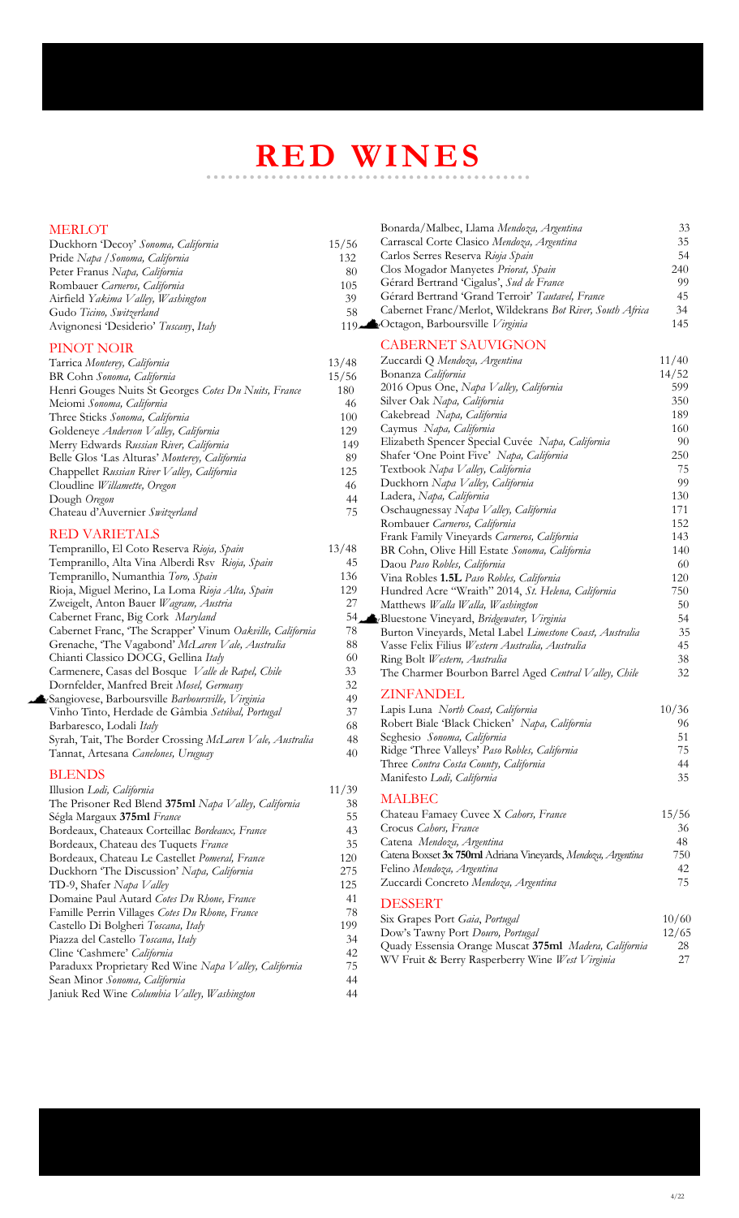# RED WINES

## MERLOT

| | |
|---|---|
| Duckhorn 'Decoy' *Sonoma, California* | 15/56 |
| Pride *Napa / Sonoma, California* | 132 |
| Peter Franus *Napa, California* | 80 |
| Rombauer *Carneros, California* | 105 |
| Airfield *Yakima Valley, Washington* | 39 |
| Gudo *Ticino, Switzerland* | 58 |
| Avignonesi 'Desiderio' *Tuscany, Italy* | 119 |

## PINOT NOIR

| | |
|---|---|
| Tarrica *Monterey, California* | 13/48 |
| BR Cohn *Sonoma, California* | 15/56 |
| Henri Gouges Nuits St Georges *Cotes Du Nuits, France* | 180 |
| Meiomi *Sonoma, California* | 46 |
| Three Sticks *Sonoma, California* | 100 |
| Goldeneye *Anderson Valley, California* | 129 |
| Merry Edwards *Russian River, California* | 149 |
| Belle Glos 'Las Alturas' *Monterey, California* | 89 |
| Chappellet *Russian River Valley, California* | 125 |
| Cloudline *Willamette, Oregon* | 46 |
| Dough *Oregon* | 44 |
| Chateau d'Auvernier *Switzerland* | 75 |

## RED VARIETALS

| | |
|---|---|
| Tempranillo, El Coto Reserva *Rioja, Spain* | 13/48 |
| Tempranillo, Alta Vina Alberdi Rsv *Rioja, Spain* | 45 |
| Tempranillo, Numanthia *Toro, Spain* | 136 |
| Rioja, Miguel Merino, La Loma *Rioja Alta, Spain* | 129 |
| Zweigelt, Anton Bauer *Wagram, Austria* | 27 |
| Cabernet Franc, Big Cork *Maryland* | 54 |
| Cabernet Franc, 'The Scrapper' Vinum *Oakville, California* | 78 |
| Grenache, 'The Vagabond' *McLaren Vale, Australia* | 88 |
| Chianti Classico DOCG, Gellina *Italy* | 60 |
| Carmenere, Casas del Bosque *Valle de Rapel, Chile* | 33 |
| Dornfelder, Manfred Breit *Mosel, Germany* | 32 |
| Sangiovese, Barboursville *Barboursville, Virginia* | 49 |
| Vinho Tinto, Herdade de Gâmbia *Setúbal, Portugal* | 37 |
| Barbaresco, Lodali *Italy* | 68 |
| Syrah, Tait, The Border Crossing *McLaren Vale, Australia* | 48 |
| Tannat, Artesana *Canelones, Uruguay* | 40 |

## BLENDS

| | |
|---|---|
| Illusion *Lodi, California* | 11/39 |
| The Prisoner Red Blend **375ml** *Napa Valley, California* | 38 |
| Ségla Margaux **375ml** *France* | 55 |
| Bordeaux, Chateaux Corteillac *Bordeaux, France* | 43 |
| Bordeaux, Chateau des Tuquets *France* | 35 |
| Bordeaux, Chateau Le Castellet *Pomeral, France* | 120 |
| Duckhorn 'The Discussion' *Napa, California* | 275 |
| TD-9, Shafer *Napa Valley* | 125 |
| Domaine Paul Autard *Cotes Du Rhone, France* | 41 |
| Famille Perrin Villages *Cotes Du Rhone, France* | 78 |
| Castello Di Bolgheri *Toscana, Italy* | 199 |
| Piazza del Castello *Toscana, Italy* | 34 |
| Cline 'Cashmere' *California* | 42 |
| Paraduxx Proprietary Red Wine *Napa Valley, California* | 75 |
| Sean Minor *Sonoma, California* | 44 |
| Janiuk Red Wine *Columbia Valley, Washington* | 44 |
| Bonarda/Malbec, Llama *Mendoza, Argentina* | 33 |
| Carrascal Corte Clasico *Mendoza, Argentina* | 35 |
| Carlos Serres Reserva *Rioja Spain* | 54 |
| Clos Mogador Manyetes *Priorat, Spain* | 240 |
| Gérard Bertrand 'Cigalus', *Sud de France* | 99 |
| Gérard Bertrand 'Grand Terroir' *Tautavel, France* | 45 |
| Cabernet Franc/Merlot, Wildekrans *Bot River, South Africa* | 34 |
| Octagon, Barboursville *Virginia* | 145 |

## CABERNET SAUVIGNON

| | |
|---|---|
| Zuccardi Q *Mendoza, Argentina* | 11/40 |
| Bonanza *California* | 14/52 |
| 2016 Opus One, *Napa Valley, California* | 599 |
| Silver Oak *Napa, California* | 350 |
| Cakebread *Napa, California* | 189 |
| Caymus *Napa, California* | 160 |
| Elizabeth Spencer Special Cuvée *Napa, California* | 90 |
| Shafer 'One Point Five' *Napa, California* | 250 |
| Textbook *Napa Valley, California* | 75 |
| Duckhorn *Napa Valley, California* | 99 |
| Ladera, *Napa, California* | 130 |
| Oschaugnessay *Napa Valley, California* | 171 |
| Rombauer *Carneros, California* | 152 |
| Frank Family Vineyards *Carneros, California* | 143 |
| BR Cohn, Olive Hill Estate *Sonoma, California* | 140 |
| Daou *Paso Robles, California* | 60 |
| Vina Robles **1.5L** *Paso Robles, California* | 120 |
| Hundred Acre "Wraith" 2014, *St. Helena, California* | 750 |
| Matthews *Walla Walla, Washington* | 50 |
| Bluestone Vineyard, *Bridgewater, Virginia* | 54 |
| Burton Vineyards, Metal Label *Limestone Coast, Australia* | 35 |
| Vasse Felix Filius *Western Australia, Australia* | 45 |
| Ring Bolt *Western, Australia* | 38 |
| The Charmer Bourbon Barrel Aged *Central Valley, Chile* | 32 |

## ZINFANDEL

| | |
|---|---|
| Lapis Luna *North Coast, California* | 10/36 |
| Robert Biale 'Black Chicken' *Napa, California* | 96 |
| Seghesio *Sonoma, California* | 51 |
| Ridge 'Three Valleys' *Paso Robles, California* | 75 |
| Three *Contra Costa County, California* | 44 |
| Manifesto *Lodi, California* | 35 |

## MALBEC

| | |
|---|---|
| Chateau Famaey Cuvee X *Cahors, France* | 15/56 |
| Crocus *Cahors, France* | 36 |
| Catena *Mendoza, Argentina* | 48 |
| Catena Boxset **3x 750ml** Adriana Vineyards, *Mendoza, Argentina* | 750 |
| Felino *Mendoza, Argentina* | 42 |
| Zuccardi Concreto *Mendoza, Argentina* | 75 |

## DESSERT

| | |
|---|---|
| Six Grapes Port *Gaia, Portugal* | 10/60 |
| Dow's Tawny Port *Douro, Portugal* | 12/65 |
| Quady Essensia Orange Muscat **375ml** *Madera, California* | 28 |
| WV Fruit & Berry Rasperberry Wine *West Virginia* | 27 |

4/22